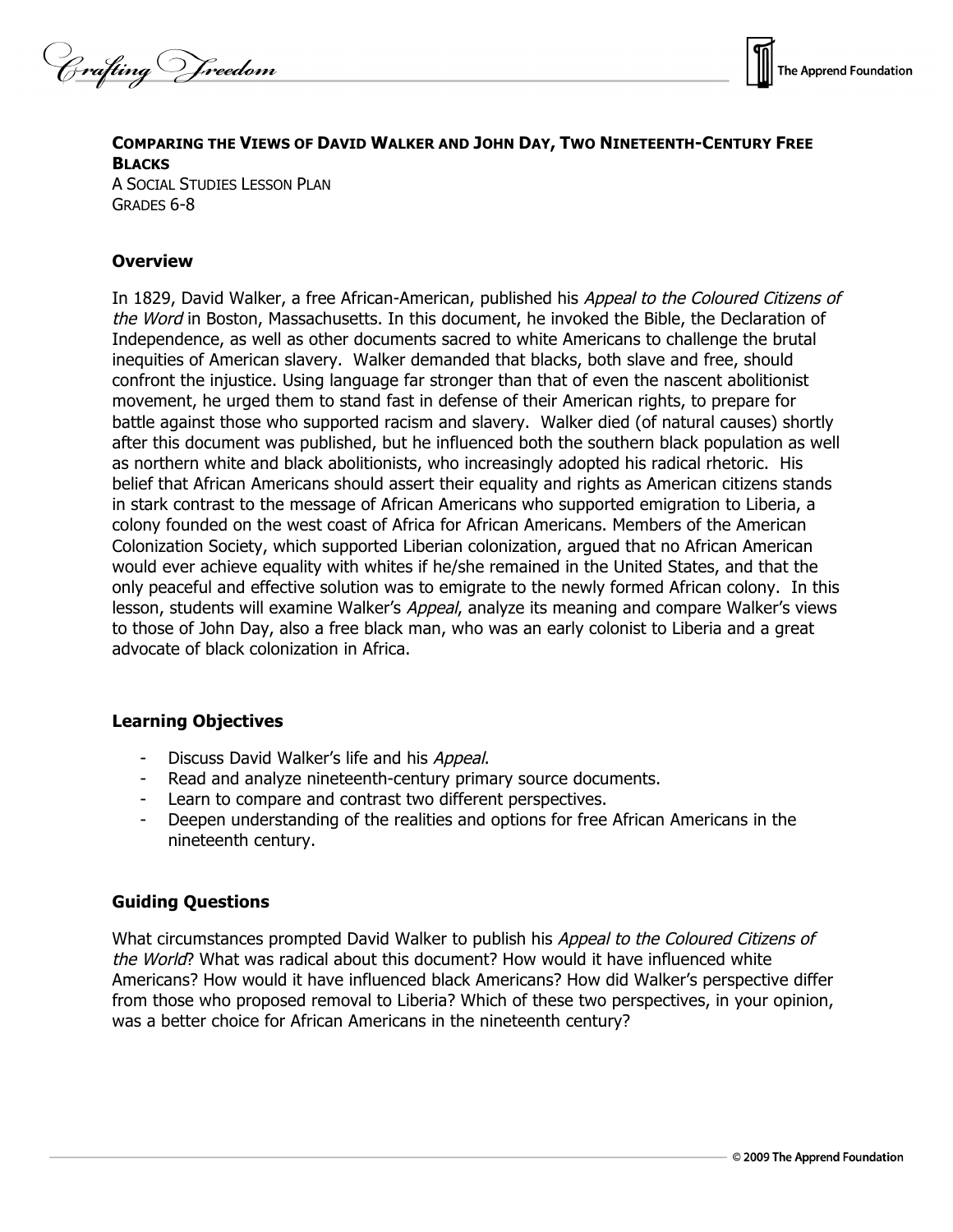**COMPARING THE VIEWS OF DAVID WALKER AND JOHN DAY, TWO NINETEENTH-CENTURY FREE BLACKS**

A SOCIAL STUDIES LESSON PLAN

GRADES 6-8

### Overview

In 1829, David Walker, a free African-American, published his *Appeal to the Coloured Citizens of the Word* in Boston, Massachusetts. In this document, he invoked the Bible, the Declaration of Independence, as well as other documents sacred to white Americans to challenge the brutal inequities of American slavery. Walker demanded that blacks, both slave and free, should confront the injustice. Using language far stronger than that of even the nascent abolitionist movement, he urged them to stand fast in defense of their American rights, to prepare for battle against those who supported racism and slavery. Walker died (of natural causes) shortly after this document was published, but he influenced both the southern black population as well as northern white and black abolitionists, who increasingly adopted his radical rhetoric. His belief that African Americans should assert their equality and rights as American citizens stands in stark contrast to the message of African Americans who supported emigration to Liberia, a colony founded on the west coast of Africa for African Americans. Members of the American Colonization Society, which supported Liberian colonization, argued that no African American would ever achieve equality with whites if he/she remained in the United States, and that the only peaceful and effective solution was to emigrate to the newly formed African colony. In this lesson, students will examine Walker's *Appeal*, analyze its meaning and compare Walker's views to those of John Day, also a free black man, who was an early colonist to Liberia and a great advocate of black colonization in Africa.

### Learning Objectives

- Discuss David Walker's life and his *Appeal*.
- Read and analyze nineteenth-century primary source documents.
- Learn to compare and contrast two different perspectives.
- Deepen understanding of the realities and options for free African Americans in the nineteenth century.

### Guiding Questions

What circumstances prompted David Walker to publish his *Appeal to the Coloured Citizens of the World*? What was radical about this document? How would it have influenced white Americans? How would it have influenced black Americans? How did Walker's perspective differ from those who proposed removal to Liberia? Which of these two perspectives, in your opinion, was a better choice for African Americans in the nineteenth century?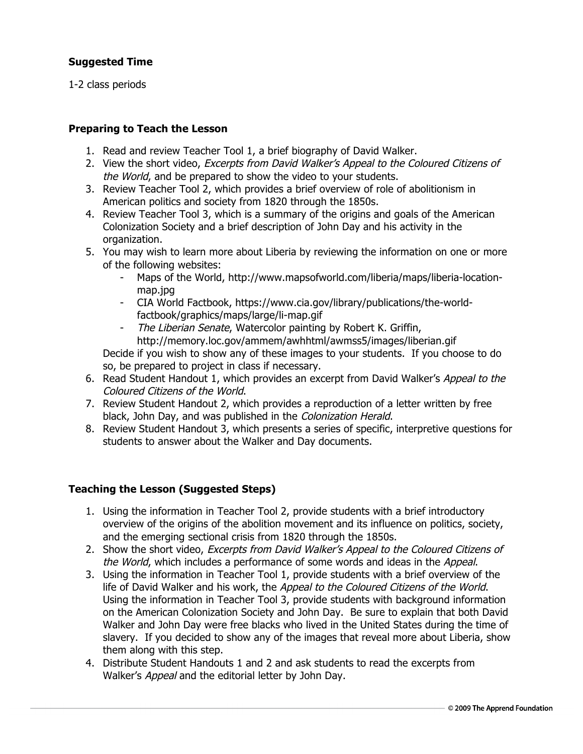### Suggested Time

1-2 class periods

### Preparing to Teach the Lesson

1. Read and review Teacher Tool 1, a brief biography of David Walker.
2. View the short video, *Excerpts from David Walker's Appeal to the Coloured Citizens of the World*, and be prepared to show the video to your students.
3. Review Teacher Tool 2, which provides a brief overview of role of abolitionism in American politics and society from 1820 through the 1850s.
4. Review Teacher Tool 3, which is a summary of the origins and goals of the American Colonization Society and a brief description of John Day and his activity in the organization.
5. You may wish to learn more about Liberia by reviewing the information on one or more of the following websites:
   - Maps of the World, http://www.mapsofworld.com/liberia/maps/liberia-location-map.jpg
   - CIA World Factbook, https://www.cia.gov/library/publications/the-world-factbook/graphics/maps/large/li-map.gif
   - *The Liberian Senate*, Watercolor painting by Robert K. Griffin, http://memory.loc.gov/ammem/awhhtml/awmss5/images/liberian.gif

   Decide if you wish to show any of these images to your students. If you choose to do so, be prepared to project in class if necessary.
6. Read Student Handout 1, which provides an excerpt from David Walker's *Appeal to the Coloured Citizens of the World*.
7. Review Student Handout 2, which provides a reproduction of a letter written by free black, John Day, and was published in the *Colonization Herald*.
8. Review Student Handout 3, which presents a series of specific, interpretive questions for students to answer about the Walker and Day documents.

### Teaching the Lesson (Suggested Steps)

1. Using the information in Teacher Tool 2, provide students with a brief introductory overview of the origins of the abolition movement and its influence on politics, society, and the emerging sectional crisis from 1820 through the 1850s.
2. Show the short video, *Excerpts from David Walker's Appeal to the Coloured Citizens of the World*, which includes a performance of some words and ideas in the *Appeal*.
3. Using the information in Teacher Tool 1, provide students with a brief overview of the life of David Walker and his work, the *Appeal to the Coloured Citizens of the World*. Using the information in Teacher Tool 3, provide students with background information on the American Colonization Society and John Day. Be sure to explain that both David Walker and John Day were free blacks who lived in the United States during the time of slavery. If you decided to show any of the images that reveal more about Liberia, show them along with this step.
4. Distribute Student Handouts 1 and 2 and ask students to read the excerpts from Walker's *Appeal* and the editorial letter by John Day.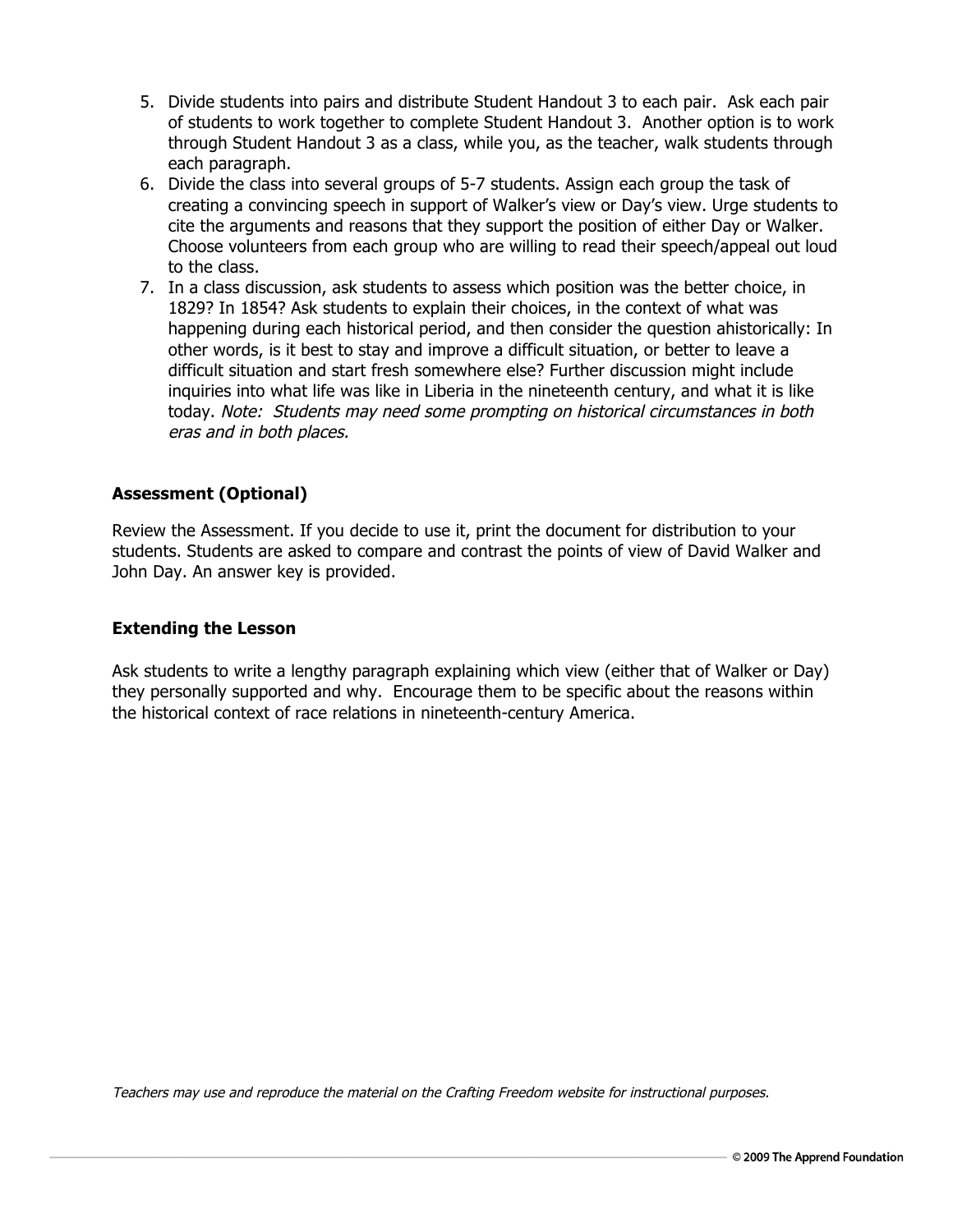5. Divide students into pairs and distribute Student Handout 3 to each pair. Ask each pair of students to work together to complete Student Handout 3. Another option is to work through Student Handout 3 as a class, while you, as the teacher, walk students through each paragraph.
6. Divide the class into several groups of 5-7 students. Assign each group the task of creating a convincing speech in support of Walker's view or Day's view. Urge students to cite the arguments and reasons that they support the position of either Day or Walker. Choose volunteers from each group who are willing to read their speech/appeal out loud to the class.
7. In a class discussion, ask students to assess which position was the better choice, in 1829? In 1854? Ask students to explain their choices, in the context of what was happening during each historical period, and then consider the question ahistorically: In other words, is it best to stay and improve a difficult situation, or better to leave a difficult situation and start fresh somewhere else? Further discussion might include inquiries into what life was like in Liberia in the nineteenth century, and what it is like today. *Note: Students may need some prompting on historical circumstances in both eras and in both places.*

### Assessment (Optional)

Review the Assessment. If you decide to use it, print the document for distribution to your students. Students are asked to compare and contrast the points of view of David Walker and John Day. An answer key is provided.

### Extending the Lesson

Ask students to write a lengthy paragraph explaining which view (either that of Walker or Day) they personally supported and why. Encourage them to be specific about the reasons within the historical context of race relations in nineteenth-century America.

*Teachers may use and reproduce the material on the Crafting Freedom website for instructional purposes.*

© 2009 The Apprend Foundation